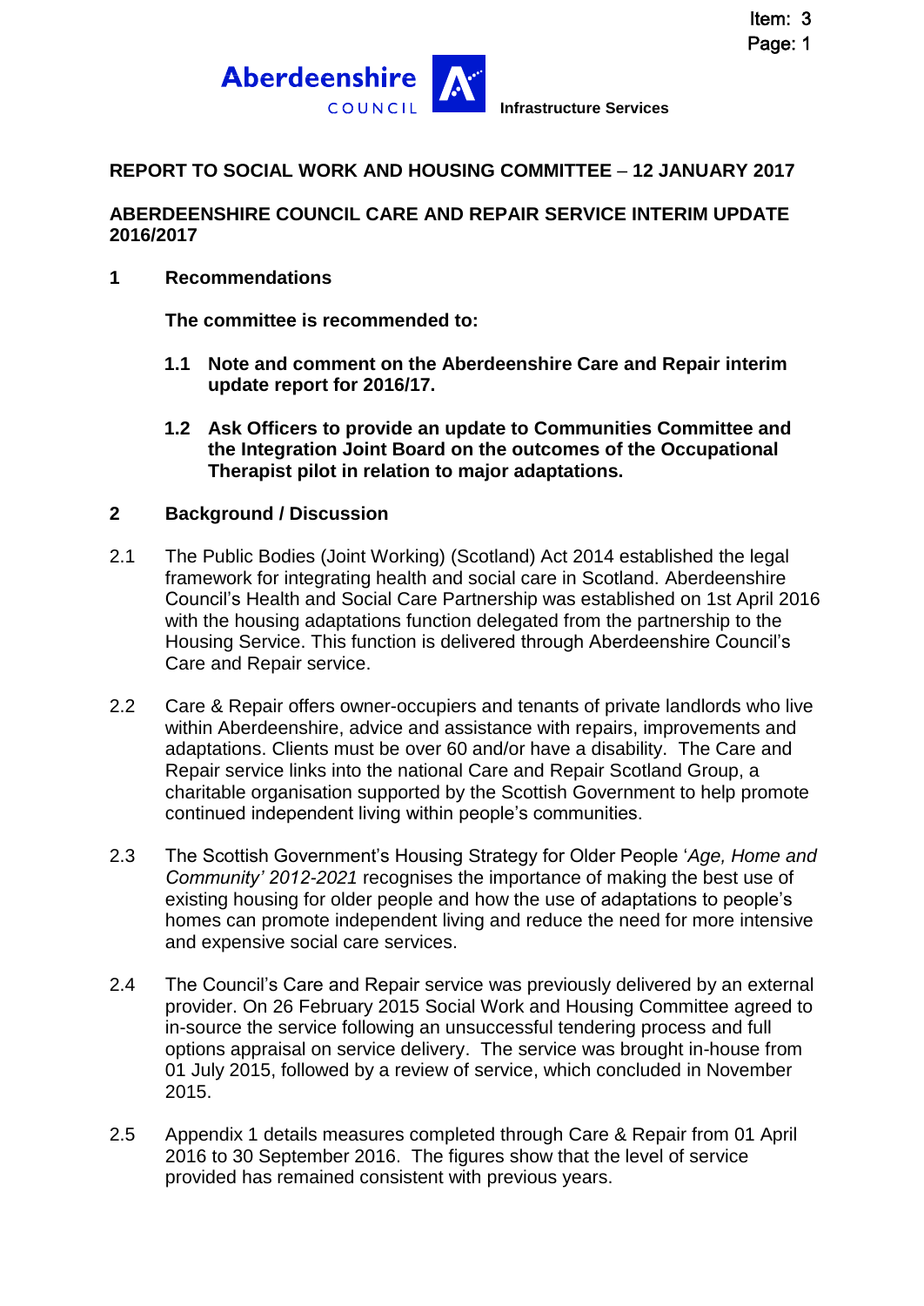Infrastructure Services

**REPORT TO SOCIAL WORK AND HOUSING COMMITTEE – 12 JANUARY 2017**

**ABERDEENSHIRE COUNCIL CARE AND REPAIR SERVICE INTERIM UPDATE 2016/2017**

## 1 Recommendations

**The committee is recommended to:**

**1.1 Note and comment on the Aberdeenshire Care and Repair interim update report for 2016/17.**

**1.2 Ask Officers to provide an update to Communities Committee and the Integration Joint Board on the outcomes of the Occupational Therapist pilot in relation to major adaptations.**

## 2 Background / Discussion

2.1 The Public Bodies (Joint Working) (Scotland) Act 2014 established the legal framework for integrating health and social care in Scotland. Aberdeenshire Council's Health and Social Care Partnership was established on 1st April 2016 with the housing adaptations function delegated from the partnership to the Housing Service. This function is delivered through Aberdeenshire Council's Care and Repair service.

2.2 Care & Repair offers owner-occupiers and tenants of private landlords who live within Aberdeenshire, advice and assistance with repairs, improvements and adaptations. Clients must be over 60 and/or have a disability. The Care and Repair service links into the national Care and Repair Scotland Group, a charitable organisation supported by the Scottish Government to help promote continued independent living within people's communities.

2.3 The Scottish Government's Housing Strategy for Older People '*Age, Home and Community' 2012-2021* recognises the importance of making the best use of existing housing for older people and how the use of adaptations to people's homes can promote independent living and reduce the need for more intensive and expensive social care services.

2.4 The Council's Care and Repair service was previously delivered by an external provider. On 26 February 2015 Social Work and Housing Committee agreed to in-source the service following an unsuccessful tendering process and full options appraisal on service delivery. The service was brought in-house from 01 July 2015, followed by a review of service, which concluded in November 2015.

2.5 Appendix 1 details measures completed through Care & Repair from 01 April 2016 to 30 September 2016. The figures show that the level of service provided has remained consistent with previous years.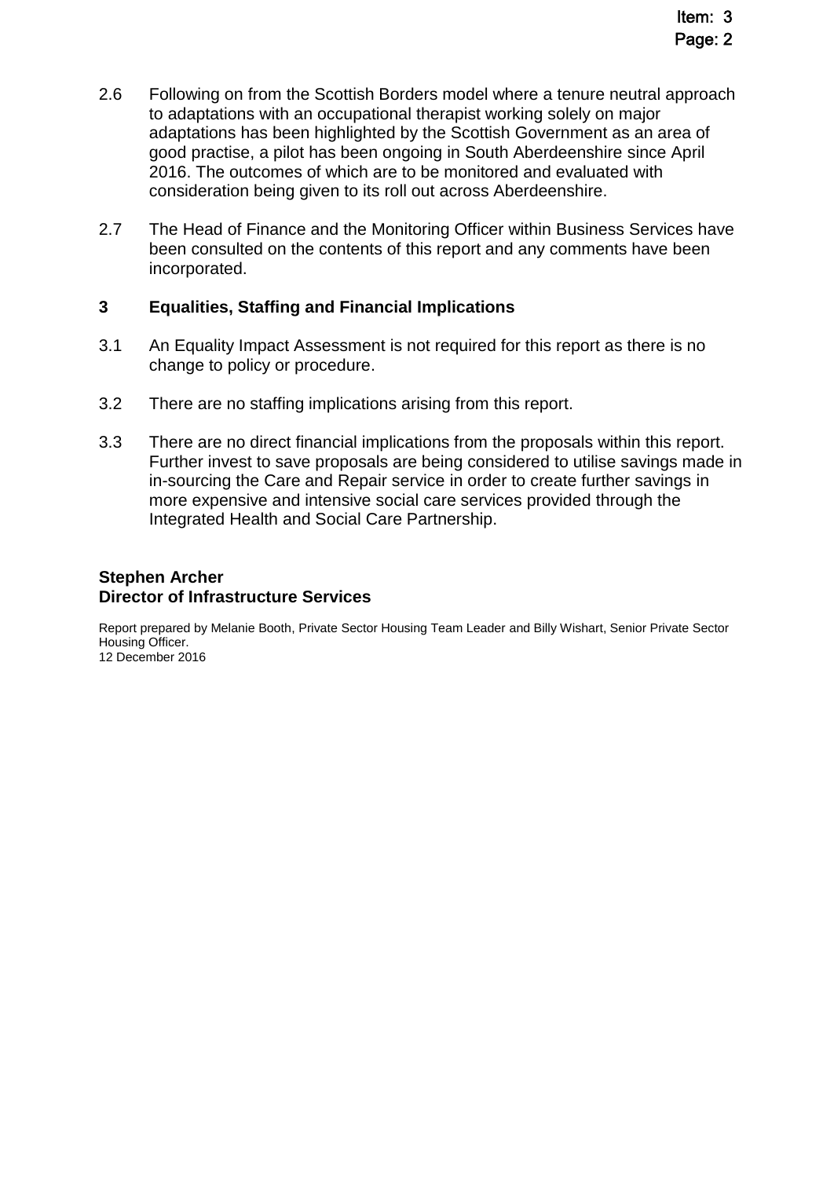2.6 Following on from the Scottish Borders model where a tenure neutral approach to adaptations with an occupational therapist working solely on major adaptations has been highlighted by the Scottish Government as an area of good practise, a pilot has been ongoing in South Aberdeenshire since April 2016. The outcomes of which are to be monitored and evaluated with consideration being given to its roll out across Aberdeenshire.

2.7 The Head of Finance and the Monitoring Officer within Business Services have been consulted on the contents of this report and any comments have been incorporated.

## 3 Equalities, Staffing and Financial Implications

3.1 An Equality Impact Assessment is not required for this report as there is no change to policy or procedure.

3.2 There are no staffing implications arising from this report.

3.3 There are no direct financial implications from the proposals within this report. Further invest to save proposals are being considered to utilise savings made in in-sourcing the Care and Repair service in order to create further savings in more expensive and intensive social care services provided through the Integrated Health and Social Care Partnership.

**Stephen Archer**
**Director of Infrastructure Services**

Report prepared by Melanie Booth, Private Sector Housing Team Leader and Billy Wishart, Senior Private Sector Housing Officer.
12 December 2016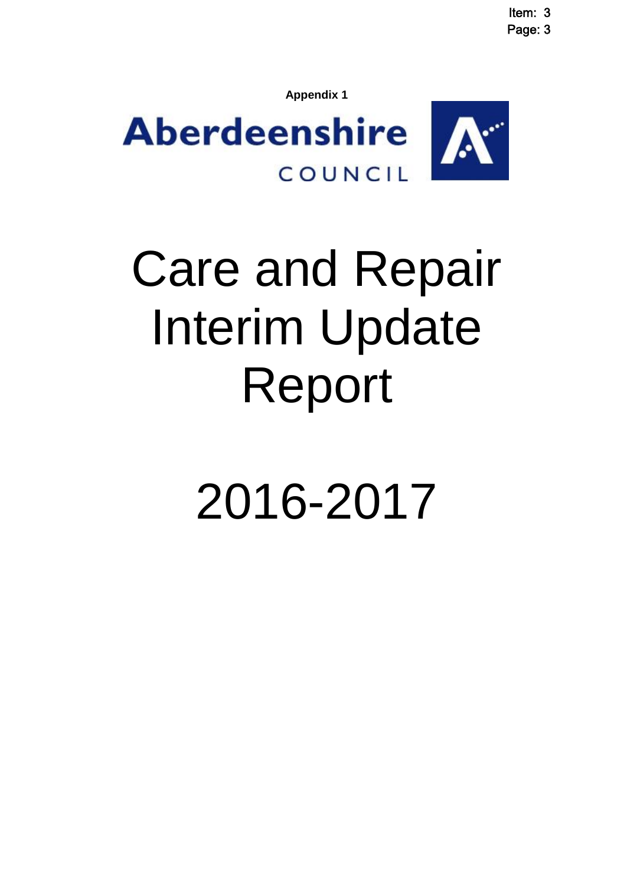**Appendix 1**

Aberdeenshire COUNCIL

# Care and Repair Interim Update Report

# 2016-2017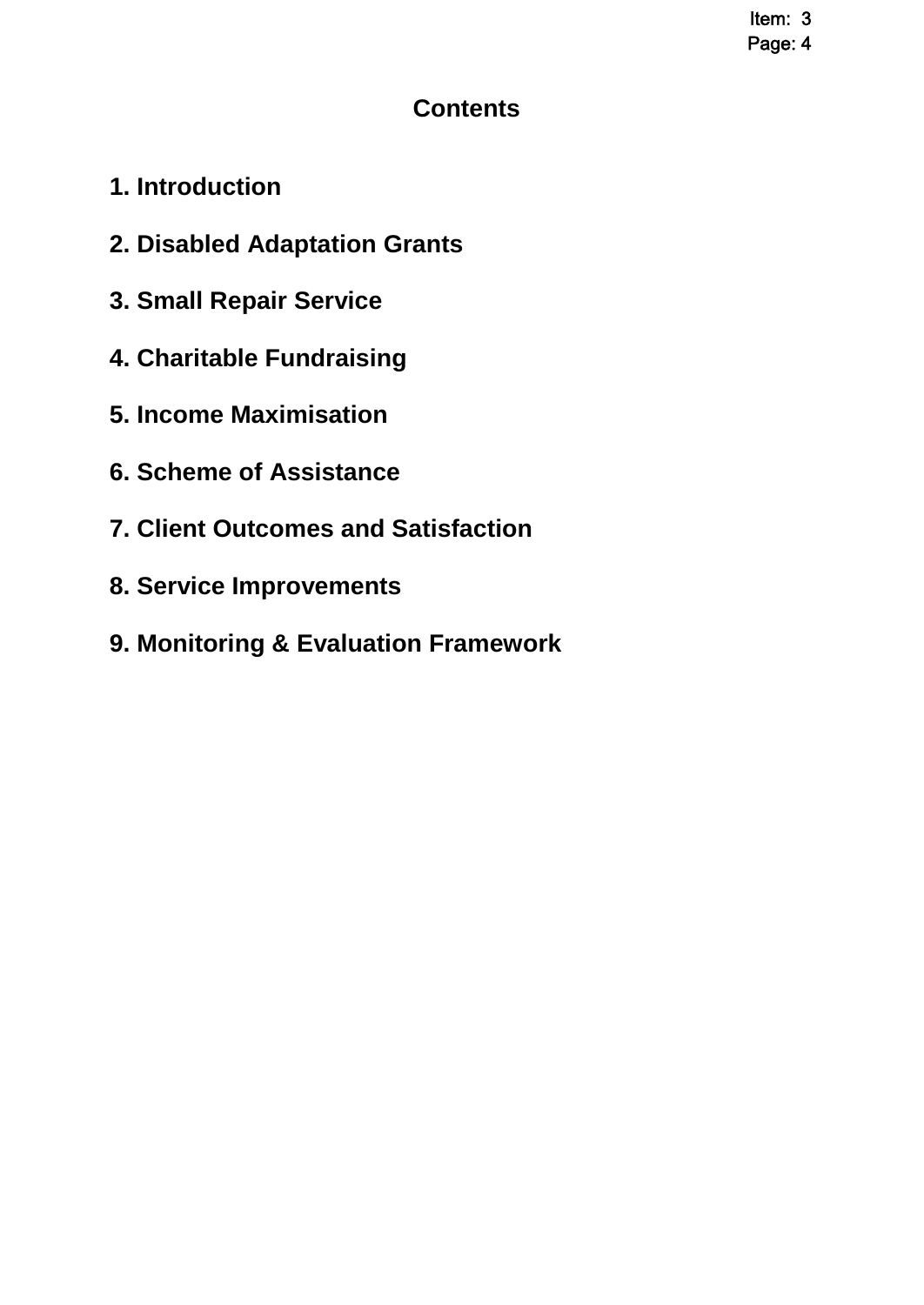# Contents

1. Introduction
2. Disabled Adaptation Grants
3. Small Repair Service
4. Charitable Fundraising
5. Income Maximisation
6. Scheme of Assistance
7. Client Outcomes and Satisfaction
8. Service Improvements
9. Monitoring & Evaluation Framework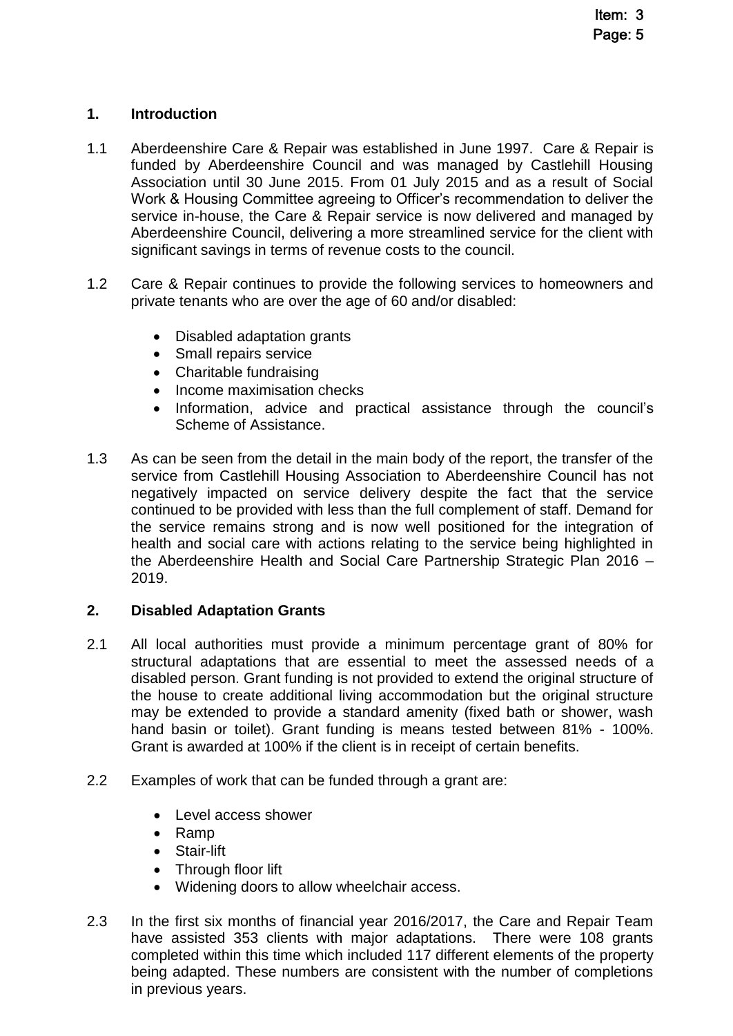## 1. Introduction

1.1 Aberdeenshire Care & Repair was established in June 1997. Care & Repair is funded by Aberdeenshire Council and was managed by Castlehill Housing Association until 30 June 2015. From 01 July 2015 and as a result of Social Work & Housing Committee agreeing to Officer's recommendation to deliver the service in-house, the Care & Repair service is now delivered and managed by Aberdeenshire Council, delivering a more streamlined service for the client with significant savings in terms of revenue costs to the council.

1.2 Care & Repair continues to provide the following services to homeowners and private tenants who are over the age of 60 and/or disabled:

- Disabled adaptation grants
- Small repairs service
- Charitable fundraising
- Income maximisation checks
- Information, advice and practical assistance through the council's Scheme of Assistance.

1.3 As can be seen from the detail in the main body of the report, the transfer of the service from Castlehill Housing Association to Aberdeenshire Council has not negatively impacted on service delivery despite the fact that the service continued to be provided with less than the full complement of staff. Demand for the service remains strong and is now well positioned for the integration of health and social care with actions relating to the service being highlighted in the Aberdeenshire Health and Social Care Partnership Strategic Plan 2016 – 2019.

## 2. Disabled Adaptation Grants

2.1 All local authorities must provide a minimum percentage grant of 80% for structural adaptations that are essential to meet the assessed needs of a disabled person. Grant funding is not provided to extend the original structure of the house to create additional living accommodation but the original structure may be extended to provide a standard amenity (fixed bath or shower, wash hand basin or toilet). Grant funding is means tested between 81% - 100%. Grant is awarded at 100% if the client is in receipt of certain benefits.

2.2 Examples of work that can be funded through a grant are:

- Level access shower
- Ramp
- Stair-lift
- Through floor lift
- Widening doors to allow wheelchair access.

2.3 In the first six months of financial year 2016/2017, the Care and Repair Team have assisted 353 clients with major adaptations. There were 108 grants completed within this time which included 117 different elements of the property being adapted. These numbers are consistent with the number of completions in previous years.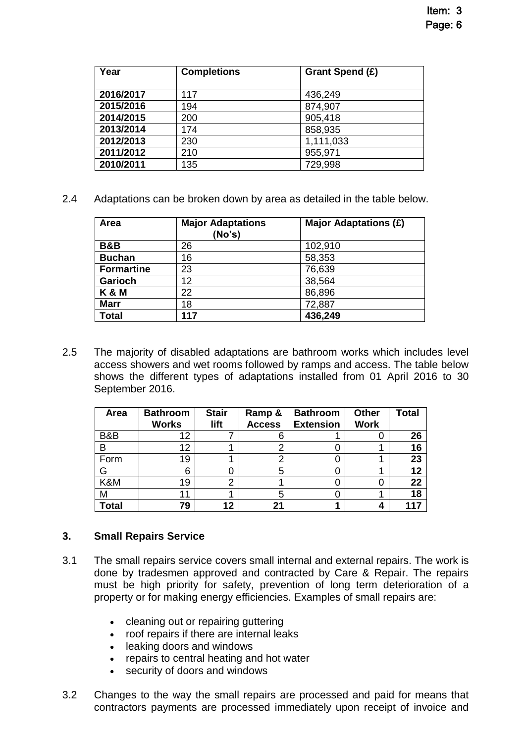| Year | Completions | Grant Spend (£) |
|---|---|---|
| **2016/2017** | 117 | 436,249 |
| **2015/2016** | 194 | 874,907 |
| **2014/2015** | 200 | 905,418 |
| **2013/2014** | 174 | 858,935 |
| **2012/2013** | 230 | 1,111,033 |
| **2011/2012** | 210 | 955,971 |
| **2010/2011** | 135 | 729,998 |

2.4 Adaptations can be broken down by area as detailed in the table below.

| Area | Major Adaptations (No's) | Major Adaptations (£) |
|---|---|---|
| **B&B** | 26 | 102,910 |
| **Buchan** | 16 | 58,353 |
| **Formartine** | 23 | 76,639 |
| **Garioch** | 12 | 38,564 |
| **K & M** | 22 | 86,896 |
| **Marr** | 18 | 72,887 |
| **Total** | **117** | **436,249** |

2.5 The majority of disabled adaptations are bathroom works which includes level access showers and wet rooms followed by ramps and access. The table below shows the different types of adaptations installed from 01 April 2016 to 30 September 2016.

| Area | Bathroom Works | Stair lift | Ramp & Access | Bathroom Extension | Other Work | Total |
|---|---|---|---|---|---|---|
| B&B | 12 | 7 | 6 | 1 | 0 | **26** |
| B | 12 | 1 | 2 | 0 | 1 | **16** |
| Form | 19 | 1 | 2 | 0 | 1 | **23** |
| G | 6 | 0 | 5 | 0 | 1 | **12** |
| K&M | 19 | 2 | 1 | 0 | 0 | **22** |
| M | 11 | 1 | 5 | 0 | 1 | **18** |
| **Total** | **79** | **12** | **21** | **1** | **4** | **117** |

## 3. Small Repairs Service

3.1 The small repairs service covers small internal and external repairs. The work is done by tradesmen approved and contracted by Care & Repair. The repairs must be high priority for safety, prevention of long term deterioration of a property or for making energy efficiencies. Examples of small repairs are:

- cleaning out or repairing guttering
- roof repairs if there are internal leaks
- leaking doors and windows
- repairs to central heating and hot water
- security of doors and windows

3.2 Changes to the way the small repairs are processed and paid for means that contractors payments are processed immediately upon receipt of invoice and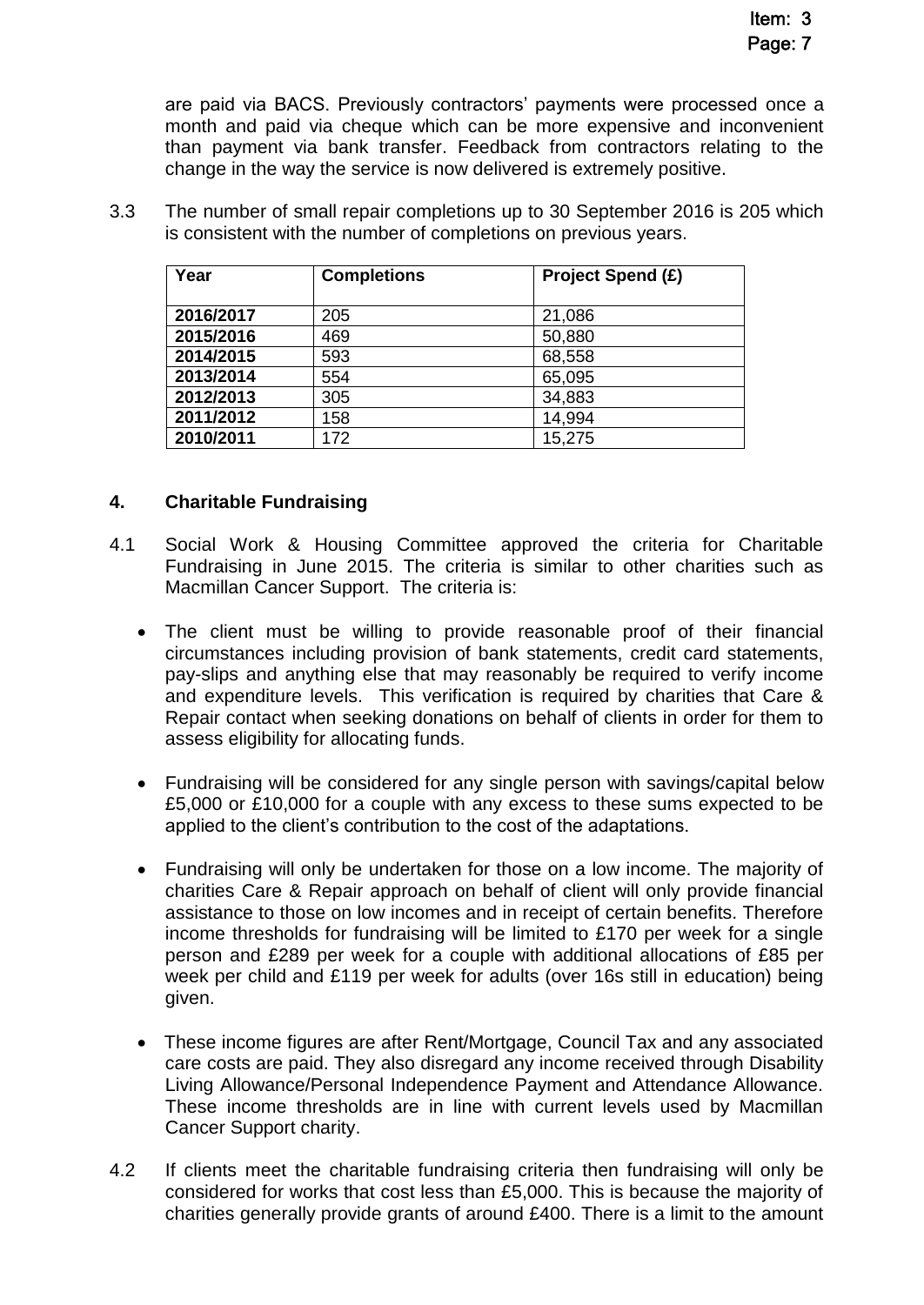are paid via BACS. Previously contractors' payments were processed once a month and paid via cheque which can be more expensive and inconvenient than payment via bank transfer. Feedback from contractors relating to the change in the way the service is now delivered is extremely positive.

3.3 The number of small repair completions up to 30 September 2016 is 205 which is consistent with the number of completions on previous years.

| Year | Completions | Project Spend (£) |
|---|---|---|
| **2016/2017** | 205 | 21,086 |
| **2015/2016** | 469 | 50,880 |
| **2014/2015** | 593 | 68,558 |
| **2013/2014** | 554 | 65,095 |
| **2012/2013** | 305 | 34,883 |
| **2011/2012** | 158 | 14,994 |
| **2010/2011** | 172 | 15,275 |

## 4. Charitable Fundraising

4.1 Social Work & Housing Committee approved the criteria for Charitable Fundraising in June 2015. The criteria is similar to other charities such as Macmillan Cancer Support. The criteria is:

- The client must be willing to provide reasonable proof of their financial circumstances including provision of bank statements, credit card statements, pay-slips and anything else that may reasonably be required to verify income and expenditure levels. This verification is required by charities that Care & Repair contact when seeking donations on behalf of clients in order for them to assess eligibility for allocating funds.

- Fundraising will be considered for any single person with savings/capital below £5,000 or £10,000 for a couple with any excess to these sums expected to be applied to the client's contribution to the cost of the adaptations.

- Fundraising will only be undertaken for those on a low income. The majority of charities Care & Repair approach on behalf of client will only provide financial assistance to those on low incomes and in receipt of certain benefits. Therefore income thresholds for fundraising will be limited to £170 per week for a single person and £289 per week for a couple with additional allocations of £85 per week per child and £119 per week for adults (over 16s still in education) being given.

- These income figures are after Rent/Mortgage, Council Tax and any associated care costs are paid. They also disregard any income received through Disability Living Allowance/Personal Independence Payment and Attendance Allowance. These income thresholds are in line with current levels used by Macmillan Cancer Support charity.

4.2 If clients meet the charitable fundraising criteria then fundraising will only be considered for works that cost less than £5,000. This is because the majority of charities generally provide grants of around £400. There is a limit to the amount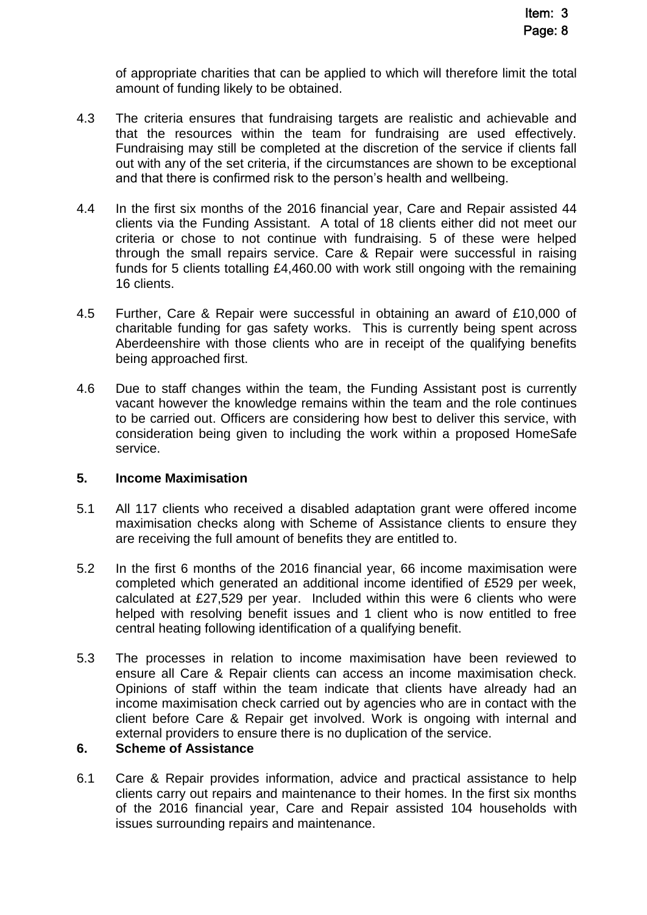of appropriate charities that can be applied to which will therefore limit the total amount of funding likely to be obtained.

4.3 The criteria ensures that fundraising targets are realistic and achievable and that the resources within the team for fundraising are used effectively. Fundraising may still be completed at the discretion of the service if clients fall out with any of the set criteria, if the circumstances are shown to be exceptional and that there is confirmed risk to the person's health and wellbeing.

4.4 In the first six months of the 2016 financial year, Care and Repair assisted 44 clients via the Funding Assistant. A total of 18 clients either did not meet our criteria or chose to not continue with fundraising. 5 of these were helped through the small repairs service. Care & Repair were successful in raising funds for 5 clients totalling £4,460.00 with work still ongoing with the remaining 16 clients.

4.5 Further, Care & Repair were successful in obtaining an award of £10,000 of charitable funding for gas safety works. This is currently being spent across Aberdeenshire with those clients who are in receipt of the qualifying benefits being approached first.

4.6 Due to staff changes within the team, the Funding Assistant post is currently vacant however the knowledge remains within the team and the role continues to be carried out. Officers are considering how best to deliver this service, with consideration being given to including the work within a proposed HomeSafe service.

## 5. Income Maximisation

5.1 All 117 clients who received a disabled adaptation grant were offered income maximisation checks along with Scheme of Assistance clients to ensure they are receiving the full amount of benefits they are entitled to.

5.2 In the first 6 months of the 2016 financial year, 66 income maximisation were completed which generated an additional income identified of £529 per week, calculated at £27,529 per year. Included within this were 6 clients who were helped with resolving benefit issues and 1 client who is now entitled to free central heating following identification of a qualifying benefit.

5.3 The processes in relation to income maximisation have been reviewed to ensure all Care & Repair clients can access an income maximisation check. Opinions of staff within the team indicate that clients have already had an income maximisation check carried out by agencies who are in contact with the client before Care & Repair get involved. Work is ongoing with internal and external providers to ensure there is no duplication of the service.

## 6. Scheme of Assistance

6.1 Care & Repair provides information, advice and practical assistance to help clients carry out repairs and maintenance to their homes. In the first six months of the 2016 financial year, Care and Repair assisted 104 households with issues surrounding repairs and maintenance.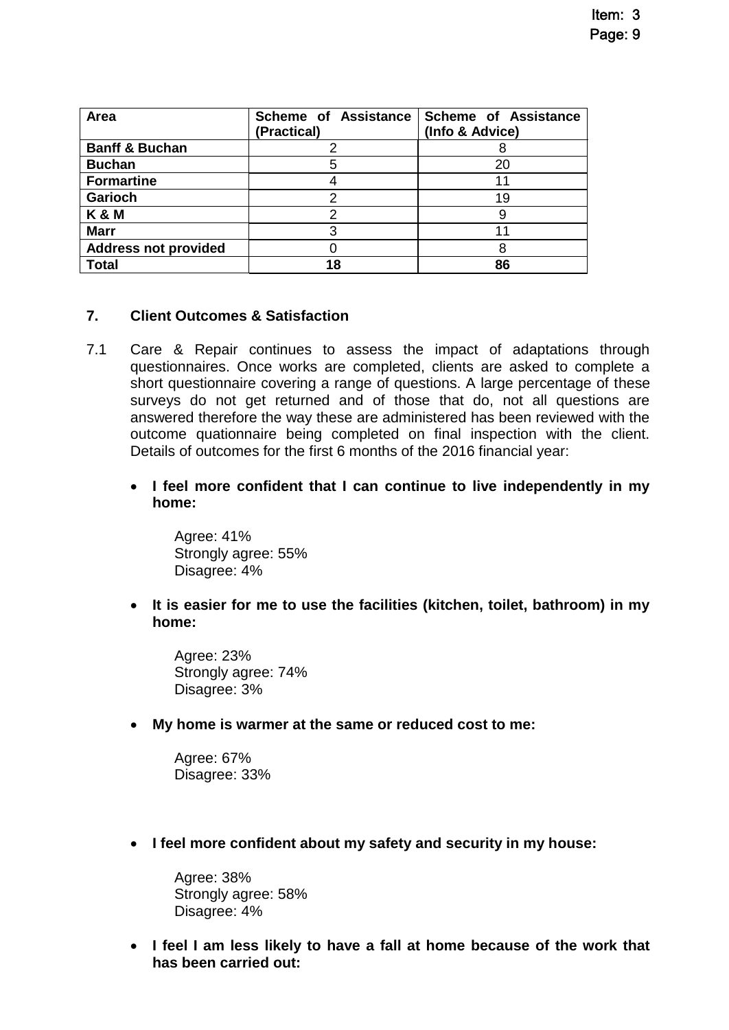| Area | Scheme of Assistance (Practical) | Scheme of Assistance (Info & Advice) |
|---|---|---|
| **Banff & Buchan** | 2 | 8 |
| **Buchan** | 5 | 20 |
| **Formartine** | 4 | 11 |
| **Garioch** | 2 | 19 |
| **K & M** | 2 | 9 |
| **Marr** | 3 | 11 |
| **Address not provided** | 0 | 8 |
| **Total** | **18** | **86** |

## 7. Client Outcomes & Satisfaction

7.1 Care & Repair continues to assess the impact of adaptations through questionnaires. Once works are completed, clients are asked to complete a short questionnaire covering a range of questions. A large percentage of these surveys do not get returned and of those that do, not all questions are answered therefore the way these are administered has been reviewed with the outcome quationnaire being completed on final inspection with the client. Details of outcomes for the first 6 months of the 2016 financial year:

- **I feel more confident that I can continue to live independently in my home:**

  Agree: 41%
  Strongly agree: 55%
  Disagree: 4%

- **It is easier for me to use the facilities (kitchen, toilet, bathroom) in my home:**

  Agree: 23%
  Strongly agree: 74%
  Disagree: 3%

- **My home is warmer at the same or reduced cost to me:**

  Agree: 67%
  Disagree: 33%

- **I feel more confident about my safety and security in my house:**

  Agree: 38%
  Strongly agree: 58%
  Disagree: 4%

- **I feel I am less likely to have a fall at home because of the work that has been carried out:**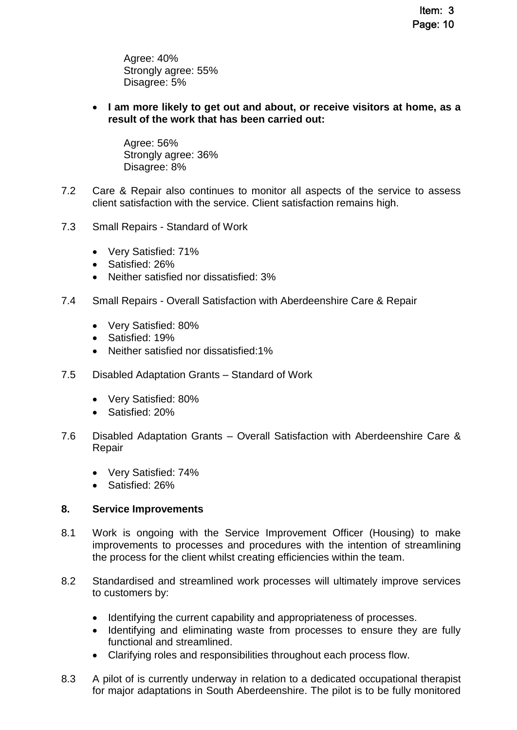Agree: 40%
Strongly agree: 55%
Disagree: 5%

- **I am more likely to get out and about, or receive visitors at home, as a result of the work that has been carried out:**

  Agree: 56%
  Strongly agree: 36%
  Disagree: 8%

7.2 Care & Repair also continues to monitor all aspects of the service to assess client satisfaction with the service. Client satisfaction remains high.

7.3 Small Repairs - Standard of Work

- Very Satisfied: 71%
- Satisfied: 26%
- Neither satisfied nor dissatisfied: 3%

7.4 Small Repairs - Overall Satisfaction with Aberdeenshire Care & Repair

- Very Satisfied: 80%
- Satisfied: 19%
- Neither satisfied nor dissatisfied:1%

7.5 Disabled Adaptation Grants – Standard of Work

- Very Satisfied: 80%
- Satisfied: 20%

7.6 Disabled Adaptation Grants – Overall Satisfaction with Aberdeenshire Care & Repair

- Very Satisfied: 74%
- Satisfied: 26%

## 8. Service Improvements

8.1 Work is ongoing with the Service Improvement Officer (Housing) to make improvements to processes and procedures with the intention of streamlining the process for the client whilst creating efficiencies within the team.

8.2 Standardised and streamlined work processes will ultimately improve services to customers by:

- Identifying the current capability and appropriateness of processes.
- Identifying and eliminating waste from processes to ensure they are fully functional and streamlined.
- Clarifying roles and responsibilities throughout each process flow.

8.3 A pilot of is currently underway in relation to a dedicated occupational therapist for major adaptations in South Aberdeenshire. The pilot is to be fully monitored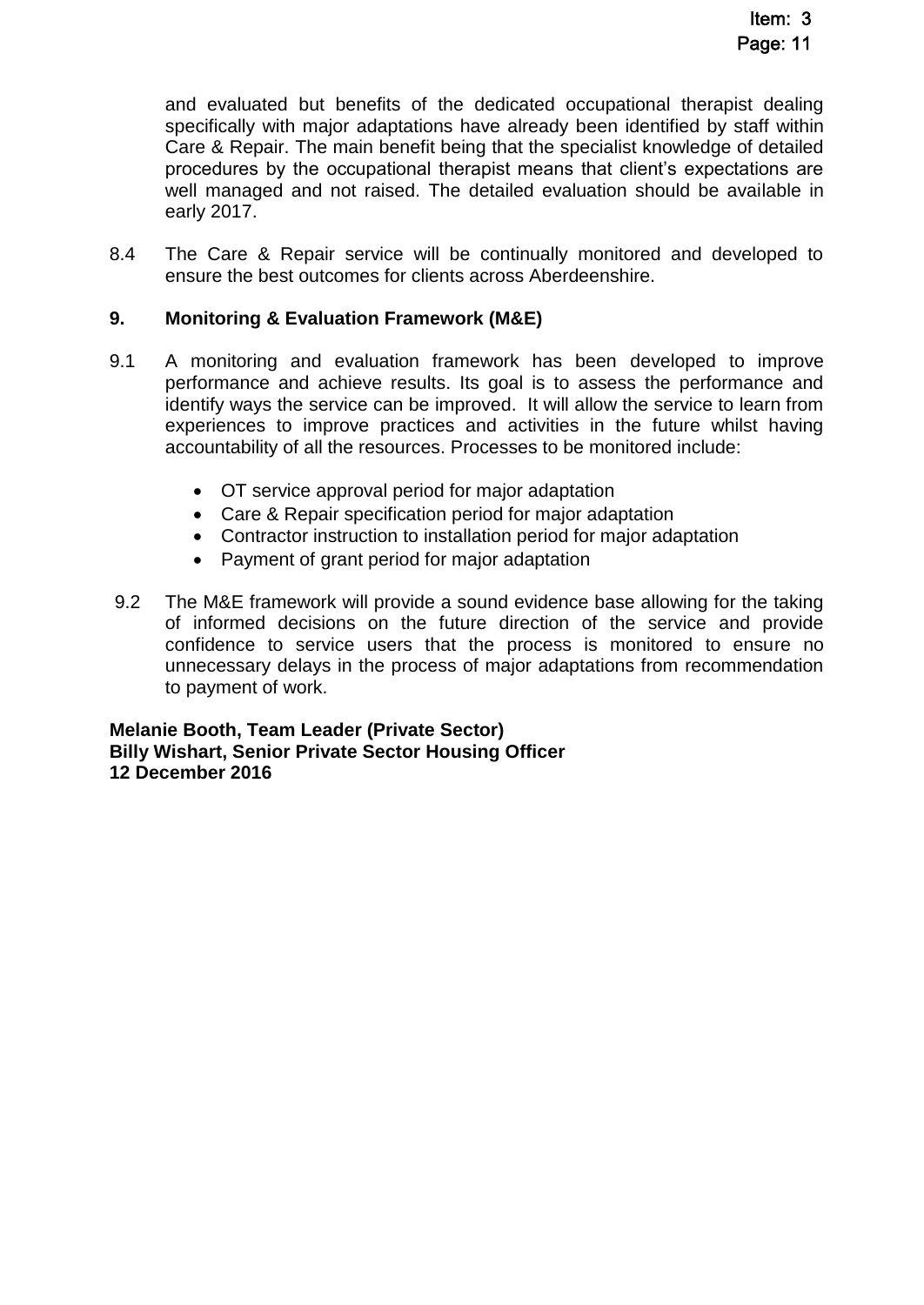and evaluated but benefits of the dedicated occupational therapist dealing specifically with major adaptations have already been identified by staff within Care & Repair. The main benefit being that the specialist knowledge of detailed procedures by the occupational therapist means that client's expectations are well managed and not raised. The detailed evaluation should be available in early 2017.

8.4 The Care & Repair service will be continually monitored and developed to ensure the best outcomes for clients across Aberdeenshire.

## 9. Monitoring & Evaluation Framework (M&E)

9.1 A monitoring and evaluation framework has been developed to improve performance and achieve results. Its goal is to assess the performance and identify ways the service can be improved. It will allow the service to learn from experiences to improve practices and activities in the future whilst having accountability of all the resources. Processes to be monitored include:

- OT service approval period for major adaptation
- Care & Repair specification period for major adaptation
- Contractor instruction to installation period for major adaptation
- Payment of grant period for major adaptation

9.2 The M&E framework will provide a sound evidence base allowing for the taking of informed decisions on the future direction of the service and provide confidence to service users that the process is monitored to ensure no unnecessary delays in the process of major adaptations from recommendation to payment of work.

**Melanie Booth, Team Leader (Private Sector)**
**Billy Wishart, Senior Private Sector Housing Officer**
**12 December 2016**